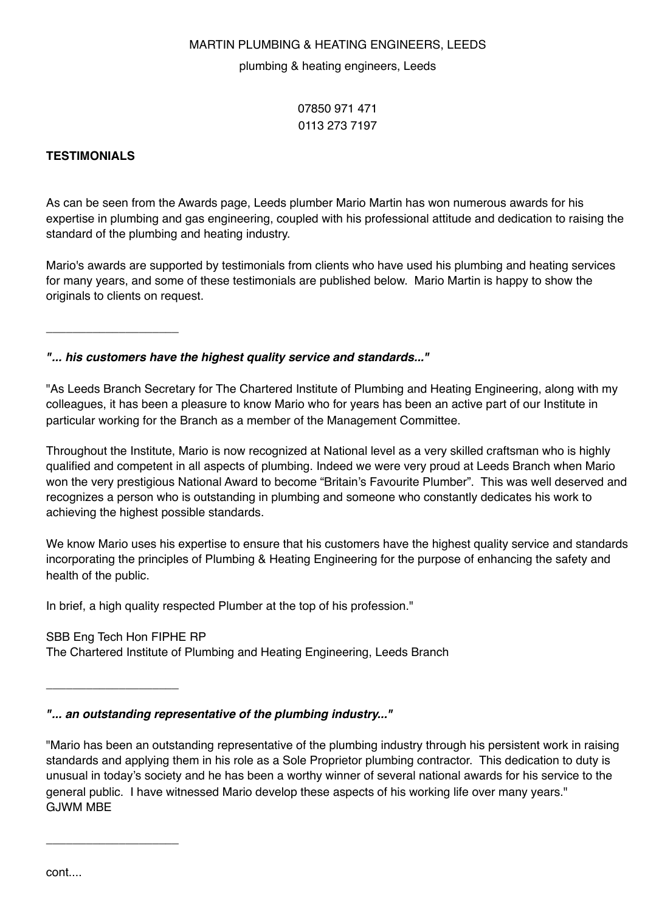MARTIN PLUMBING & HEATING ENGINEERS, LEEDS

plumbing & heating engineers, Leeds

07850 971 471
0113 273 7197

## TESTIMONIALS

As can be seen from the Awards page, Leeds plumber Mario Martin has won numerous awards for his expertise in plumbing and gas engineering, coupled with his professional attitude and dedication to raising the standard of the plumbing and heating industry.

Mario's awards are supported by testimonials from clients who have used his plumbing and heating services for many years, and some of these testimonials are published below. Mario Martin is happy to show the originals to clients on request.

---

***"... his customers have the highest quality service and standards..."***

"As Leeds Branch Secretary for The Chartered Institute of Plumbing and Heating Engineering, along with my colleagues, it has been a pleasure to know Mario who for years has been an active part of our Institute in particular working for the Branch as a member of the Management Committee.

Throughout the Institute, Mario is now recognized at National level as a very skilled craftsman who is highly qualified and competent in all aspects of plumbing. Indeed we were very proud at Leeds Branch when Mario won the very prestigious National Award to become "Britain's Favourite Plumber". This was well deserved and recognizes a person who is outstanding in plumbing and someone who constantly dedicates his work to achieving the highest possible standards.

We know Mario uses his expertise to ensure that his customers have the highest quality service and standards incorporating the principles of Plumbing & Heating Engineering for the purpose of enhancing the safety and health of the public.

In brief, a high quality respected Plumber at the top of his profession."

SBB Eng Tech Hon FIPHE RP
The Chartered Institute of Plumbing and Heating Engineering, Leeds Branch

---

***"... an outstanding representative of the plumbing industry..."***

"Mario has been an outstanding representative of the plumbing industry through his persistent work in raising standards and applying them in his role as a Sole Proprietor plumbing contractor. This dedication to duty is unusual in today's society and he has been a worthy winner of several national awards for his service to the general public. I have witnessed Mario develop these aspects of his working life over many years."
GJWM MBE

---

cont....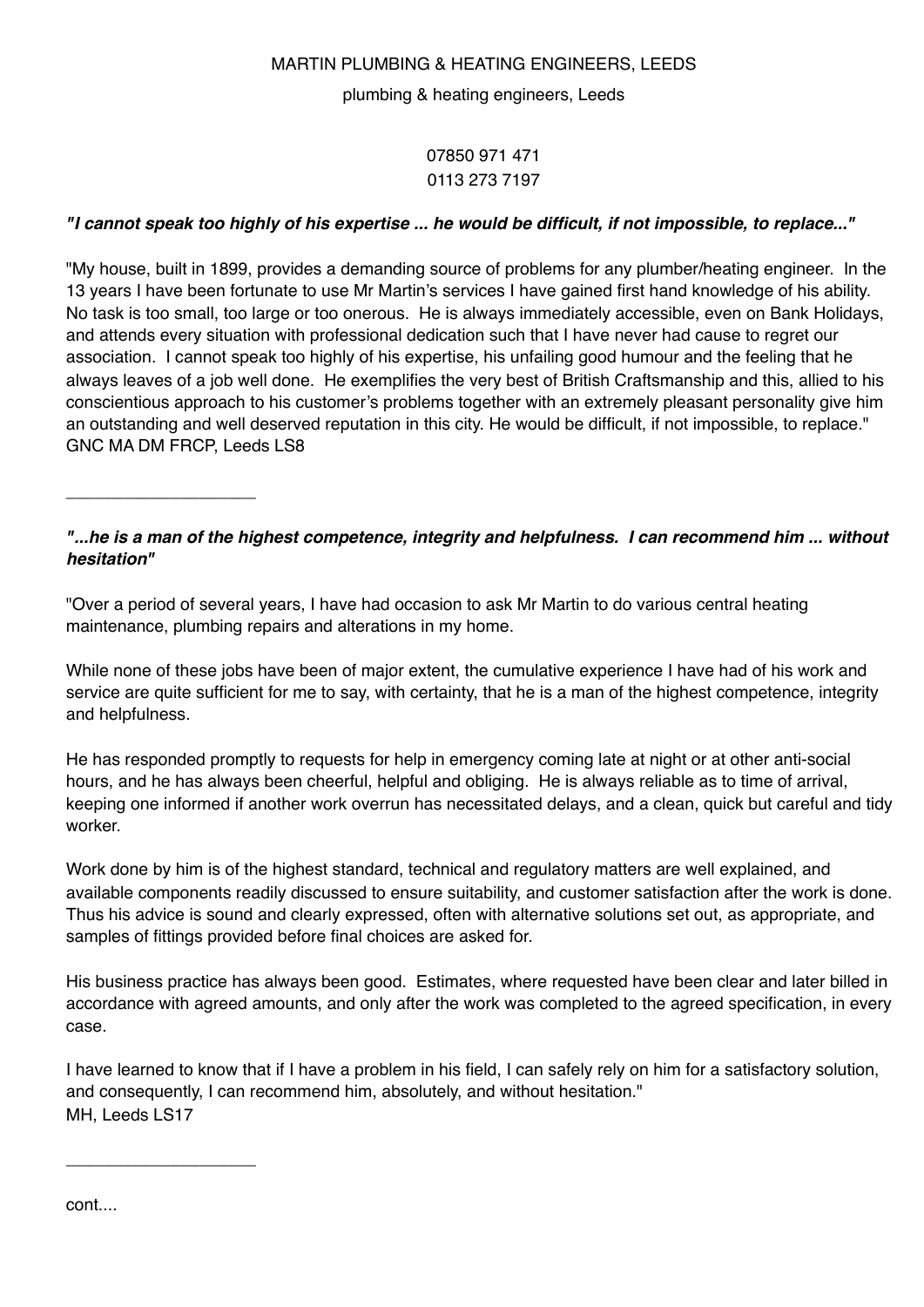MARTIN PLUMBING & HEATING ENGINEERS, LEEDS

plumbing & heating engineers, Leeds

07850 971 471
0113 273 7197

***"I cannot speak too highly of his expertise ... he would be difficult, if not impossible, to replace..."***

"My house, built in 1899, provides a demanding source of problems for any plumber/heating engineer. In the 13 years I have been fortunate to use Mr Martin's services I have gained first hand knowledge of his ability. No task is too small, too large or too onerous. He is always immediately accessible, even on Bank Holidays, and attends every situation with professional dedication such that I have never had cause to regret our association. I cannot speak too highly of his expertise, his unfailing good humour and the feeling that he always leaves of a job well done. He exemplifies the very best of British Craftsmanship and this, allied to his conscientious approach to his customer's problems together with an extremely pleasant personality give him an outstanding and well deserved reputation in this city. He would be difficult, if not impossible, to replace."
GNC MA DM FRCP, Leeds LS8

---

***"...he is a man of the highest competence, integrity and helpfulness. I can recommend him ... without hesitation"***

"Over a period of several years, I have had occasion to ask Mr Martin to do various central heating maintenance, plumbing repairs and alterations in my home.

While none of these jobs have been of major extent, the cumulative experience I have had of his work and service are quite sufficient for me to say, with certainty, that he is a man of the highest competence, integrity and helpfulness.

He has responded promptly to requests for help in emergency coming late at night or at other anti-social hours, and he has always been cheerful, helpful and obliging. He is always reliable as to time of arrival, keeping one informed if another work overrun has necessitated delays, and a clean, quick but careful and tidy worker.

Work done by him is of the highest standard, technical and regulatory matters are well explained, and available components readily discussed to ensure suitability, and customer satisfaction after the work is done. Thus his advice is sound and clearly expressed, often with alternative solutions set out, as appropriate, and samples of fittings provided before final choices are asked for.

His business practice has always been good. Estimates, where requested have been clear and later billed in accordance with agreed amounts, and only after the work was completed to the agreed specification, in every case.

I have learned to know that if I have a problem in his field, I can safely rely on him for a satisfactory solution, and consequently, I can recommend him, absolutely, and without hesitation."
MH, Leeds LS17

---

cont....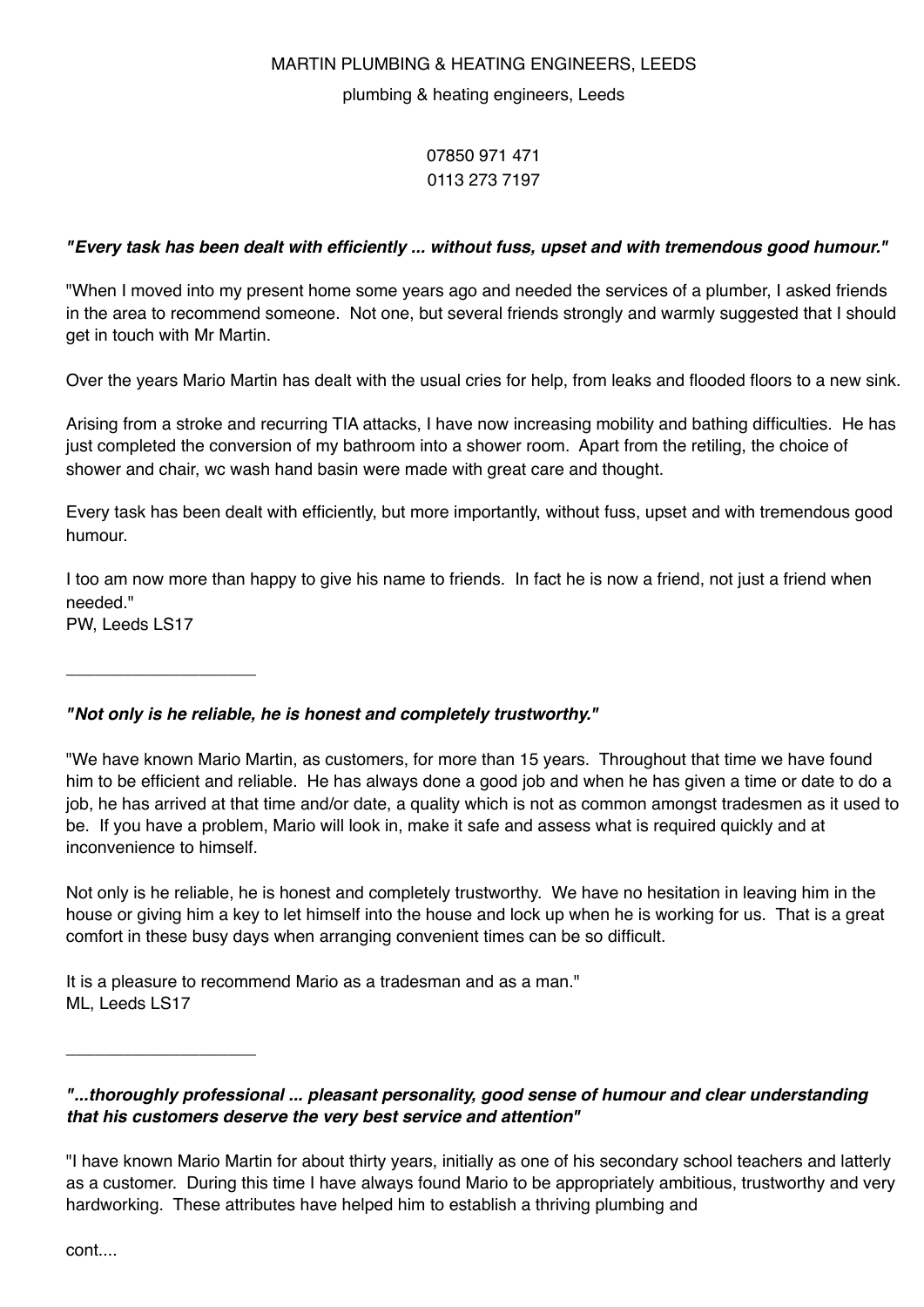MARTIN PLUMBING & HEATING ENGINEERS, LEEDS

plumbing & heating engineers, Leeds

07850 971 471
0113 273 7197

***"Every task has been dealt with efficiently ... without fuss, upset and with tremendous good humour."***

"When I moved into my present home some years ago and needed the services of a plumber, I asked friends in the area to recommend someone. Not one, but several friends strongly and warmly suggested that I should get in touch with Mr Martin.

Over the years Mario Martin has dealt with the usual cries for help, from leaks and flooded floors to a new sink.

Arising from a stroke and recurring TIA attacks, I have now increasing mobility and bathing difficulties. He has just completed the conversion of my bathroom into a shower room. Apart from the retiling, the choice of shower and chair, wc wash hand basin were made with great care and thought.

Every task has been dealt with efficiently, but more importantly, without fuss, upset and with tremendous good humour.

I too am now more than happy to give his name to friends. In fact he is now a friend, not just a friend when needed."
PW, Leeds LS17

---

***"Not only is he reliable, he is honest and completely trustworthy."***

"We have known Mario Martin, as customers, for more than 15 years. Throughout that time we have found him to be efficient and reliable. He has always done a good job and when he has given a time or date to do a job, he has arrived at that time and/or date, a quality which is not as common amongst tradesmen as it used to be. If you have a problem, Mario will look in, make it safe and assess what is required quickly and at inconvenience to himself.

Not only is he reliable, he is honest and completely trustworthy. We have no hesitation in leaving him in the house or giving him a key to let himself into the house and lock up when he is working for us. That is a great comfort in these busy days when arranging convenient times can be so difficult.

It is a pleasure to recommend Mario as a tradesman and as a man."
ML, Leeds LS17

---

***"...thoroughly professional ... pleasant personality, good sense of humour and clear understanding that his customers deserve the very best service and attention"***

"I have known Mario Martin for about thirty years, initially as one of his secondary school teachers and latterly as a customer. During this time I have always found Mario to be appropriately ambitious, trustworthy and very hardworking. These attributes have helped him to establish a thriving plumbing and

cont....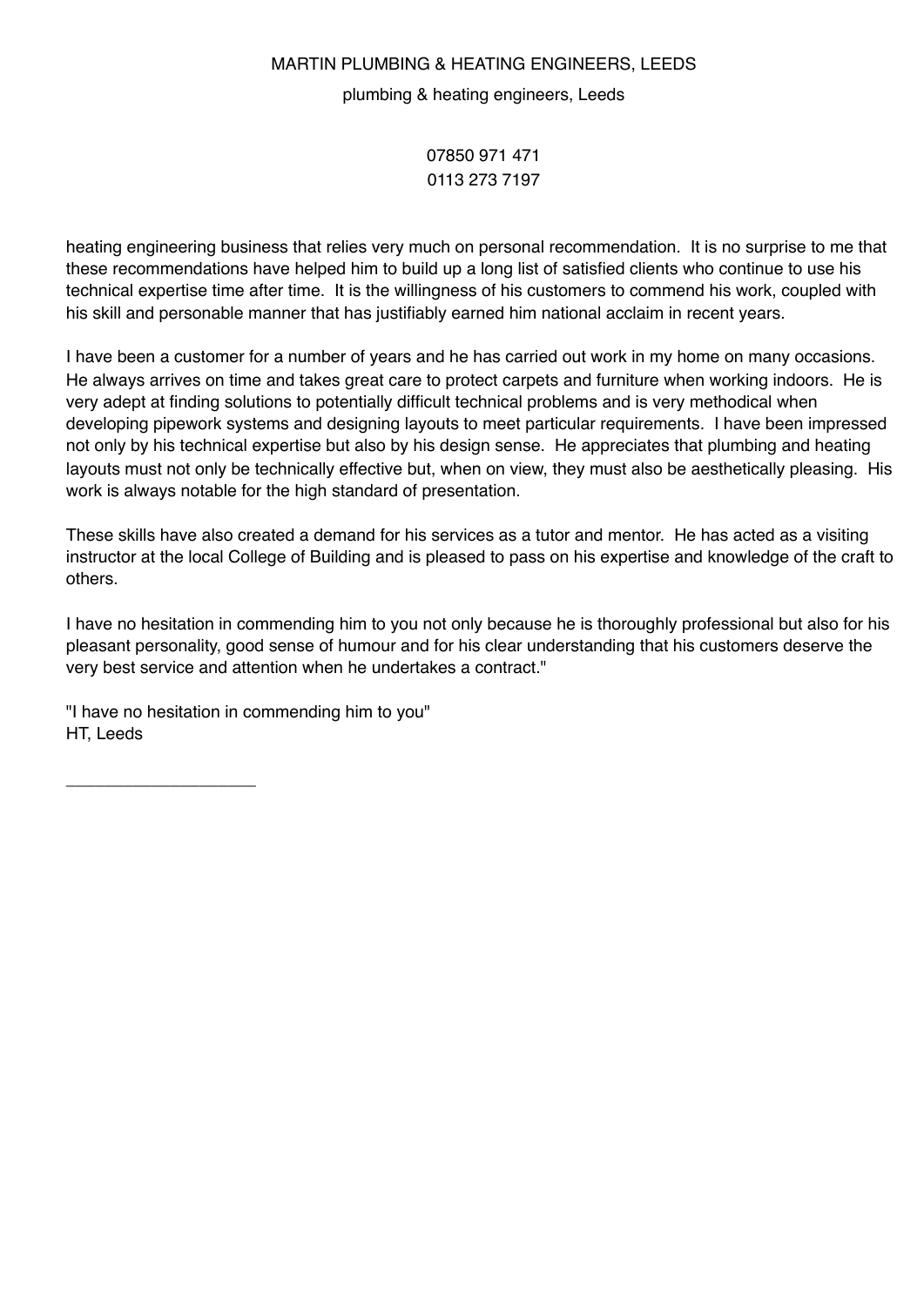heating engineering business that relies very much on personal recommendation. It is no surprise to me that these recommendations have helped him to build up a long list of satisfied clients who continue to use his technical expertise time after time. It is the willingness of his customers to commend his work, coupled with his skill and personable manner that has justifiably earned him national acclaim in recent years.

I have been a customer for a number of years and he has carried out work in my home on many occasions. He always arrives on time and takes great care to protect carpets and furniture when working indoors. He is very adept at finding solutions to potentially difficult technical problems and is very methodical when developing pipework systems and designing layouts to meet particular requirements. I have been impressed not only by his technical expertise but also by his design sense. He appreciates that plumbing and heating layouts must not only be technically effective but, when on view, they must also be aesthetically pleasing. His work is always notable for the high standard of presentation.

These skills have also created a demand for his services as a tutor and mentor. He has acted as a visiting instructor at the local College of Building and is pleased to pass on his expertise and knowledge of the craft to others.

I have no hesitation in commending him to you not only because he is thoroughly professional but also for his pleasant personality, good sense of humour and for his clear understanding that his customers deserve the very best service and attention when he undertakes a contract."

"I have no hesitation in commending him to you"
HT, Leeds

---